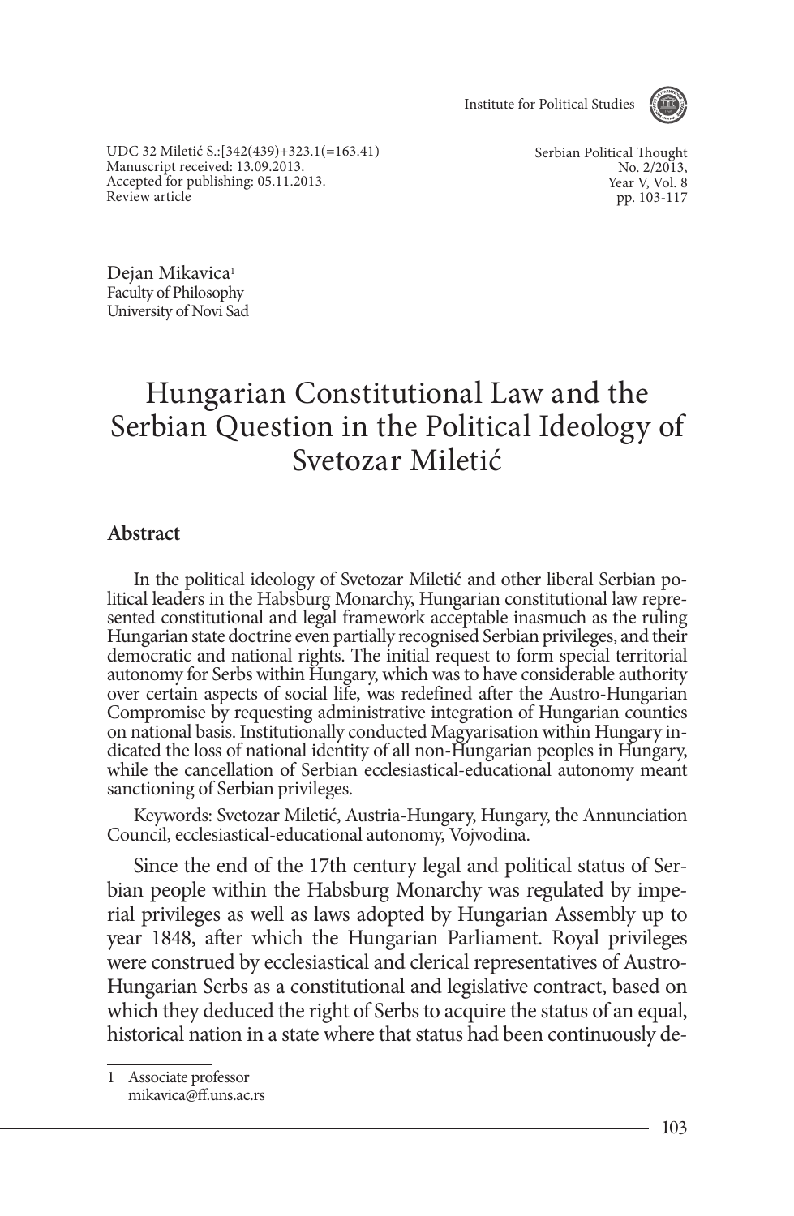UDC 32 Miletić S.:[342(439)+323.1(=163.41)
Manuscript received: 13.09.2013.
Accepted for publishing: 05.11.2013.
Review article

Serbian Political Thought
No. 2/2013,
Year V, Vol. 8
pp. 103-117

Dejan Mikavica[1]
Faculty of Philosophy
University of Novi Sad

# Hungarian Constitutional Law and the Serbian Question in the Political Ideology of Svetozar Miletić

## Abstract

In the political ideology of Svetozar Miletić and other liberal Serbian political leaders in the Habsburg Monarchy, Hungarian constitutional law represented constitutional and legal framework acceptable inasmuch as the ruling Hungarian state doctrine even partially recognised Serbian privileges, and their democratic and national rights. The initial request to form special territorial autonomy for Serbs within Hungary, which was to have considerable authority over certain aspects of social life, was redefined after the Austro-Hungarian Compromise by requesting administrative integration of Hungarian counties on national basis. Institutionally conducted Magyarisation within Hungary indicated the loss of national identity of all non-Hungarian peoples in Hungary, while the cancellation of Serbian ecclesiastical-educational autonomy meant sanctioning of Serbian privileges.

Keywords: Svetozar Miletić, Austria-Hungary, Hungary, the Annunciation Council, ecclesiastical-educational autonomy, Vojvodina.

Since the end of the 17th century legal and political status of Serbian people within the Habsburg Monarchy was regulated by imperial privileges as well as laws adopted by Hungarian Assembly up to year 1848, after which the Hungarian Parliament. Royal privileges were construed by ecclesiastical and clerical representatives of Austro-Hungarian Serbs as a constitutional and legislative contract, based on which they deduced the right of Serbs to acquire the status of an equal, historical nation in a state where that status had been continuously de-

---

1 Associate professor
mikavica@ff.uns.ac.rs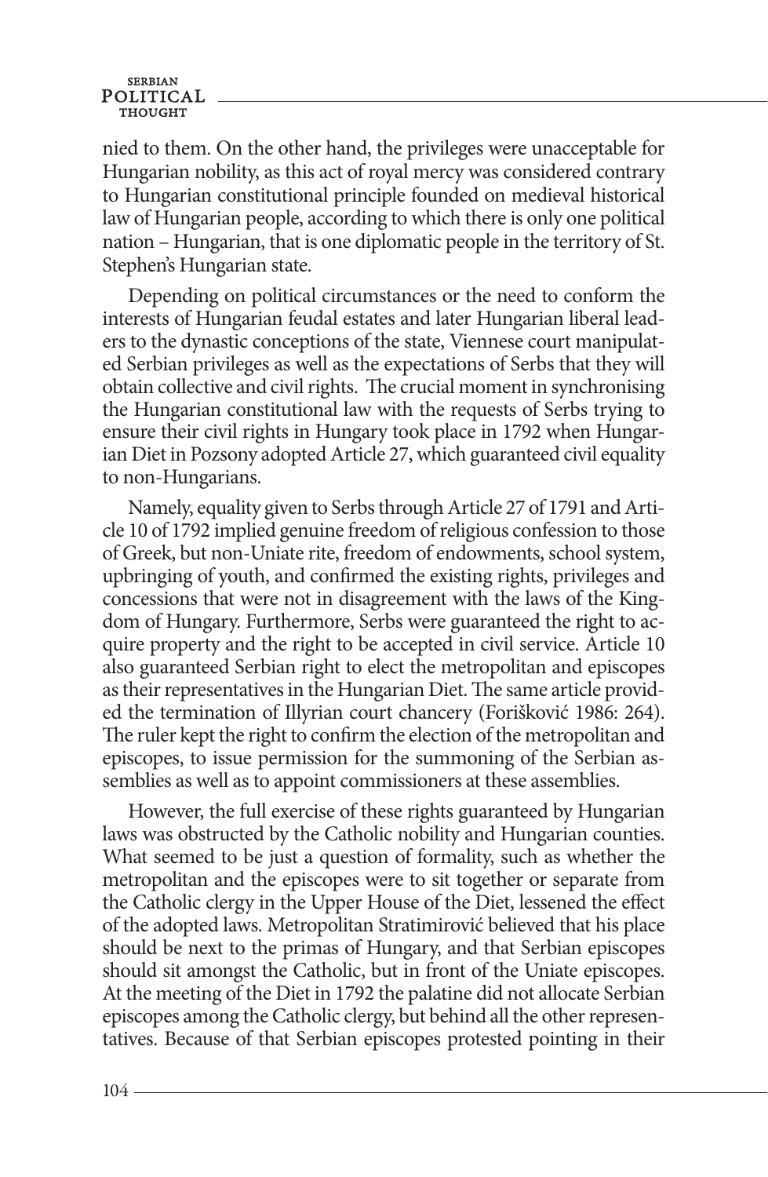nied to them. On the other hand, the privileges were unacceptable for Hungarian nobility, as this act of royal mercy was considered contrary to Hungarian constitutional principle founded on medieval historical law of Hungarian people, according to which there is only one political nation – Hungarian, that is one diplomatic people in the territory of St. Stephen's Hungarian state.

Depending on political circumstances or the need to conform the interests of Hungarian feudal estates and later Hungarian liberal leaders to the dynastic conceptions of the state, Viennese court manipulated Serbian privileges as well as the expectations of Serbs that they will obtain collective and civil rights. The crucial moment in synchronising the Hungarian constitutional law with the requests of Serbs trying to ensure their civil rights in Hungary took place in 1792 when Hungarian Diet in Pozsony adopted Article 27, which guaranteed civil equality to non-Hungarians.

Namely, equality given to Serbs through Article 27 of 1791 and Article 10 of 1792 implied genuine freedom of religious confession to those of Greek, but non-Uniate rite, freedom of endowments, school system, upbringing of youth, and confirmed the existing rights, privileges and concessions that were not in disagreement with the laws of the Kingdom of Hungary. Furthermore, Serbs were guaranteed the right to acquire property and the right to be accepted in civil service. Article 10 also guaranteed Serbian right to elect the metropolitan and episcopes as their representatives in the Hungarian Diet. The same article provided the termination of Illyrian court chancery (Forišković 1986: 264). The ruler kept the right to confirm the election of the metropolitan and episcopes, to issue permission for the summoning of the Serbian assemblies as well as to appoint commissioners at these assemblies.

However, the full exercise of these rights guaranteed by Hungarian laws was obstructed by the Catholic nobility and Hungarian counties. What seemed to be just a question of formality, such as whether the metropolitan and the episcopes were to sit together or separate from the Catholic clergy in the Upper House of the Diet, lessened the effect of the adopted laws. Metropolitan Stratimirović believed that his place should be next to the primas of Hungary, and that Serbian episcopes should sit amongst the Catholic, but in front of the Uniate episcopes. At the meeting of the Diet in 1792 the palatine did not allocate Serbian episcopes among the Catholic clergy, but behind all the other representatives. Because of that Serbian episcopes protested pointing in their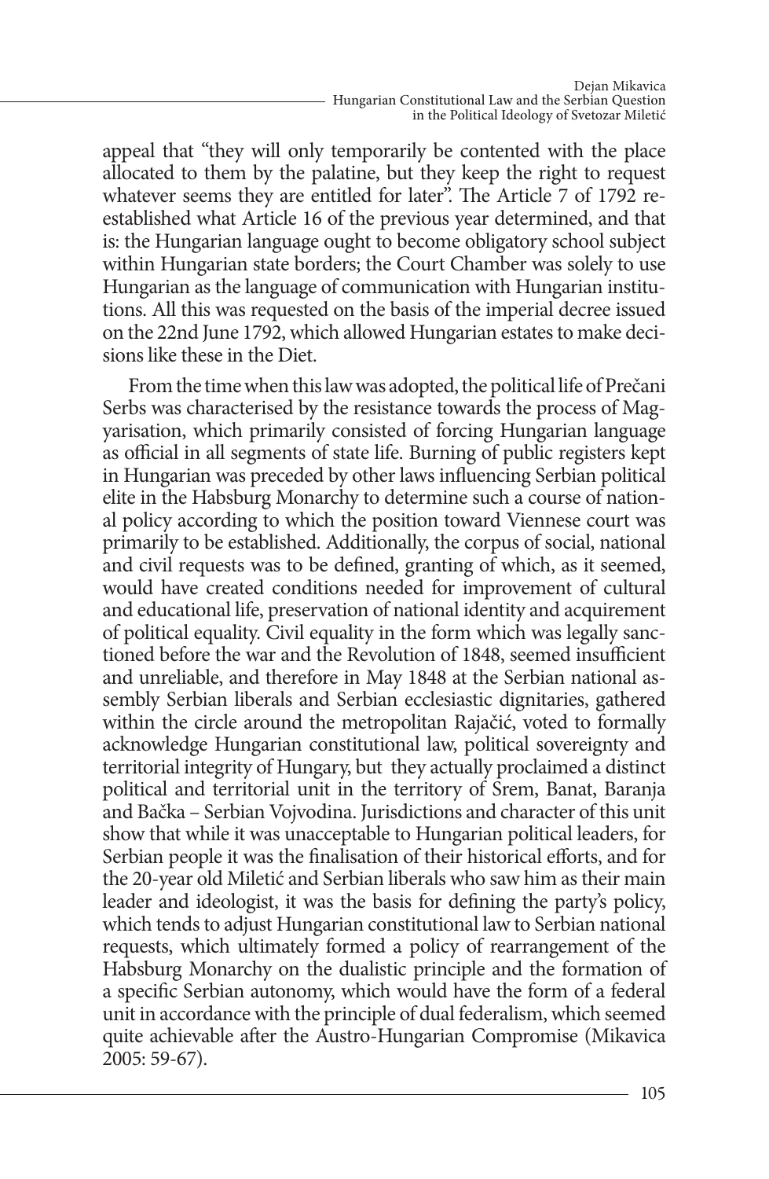appeal that "they will only temporarily be contented with the place allocated to them by the palatine, but they keep the right to request whatever seems they are entitled for later". The Article 7 of 1792 re-established what Article 16 of the previous year determined, and that is: the Hungarian language ought to become obligatory school subject within Hungarian state borders; the Court Chamber was solely to use Hungarian as the language of communication with Hungarian institutions. All this was requested on the basis of the imperial decree issued on the 22nd June 1792, which allowed Hungarian estates to make decisions like these in the Diet.

From the time when this law was adopted, the political life of Prečani Serbs was characterised by the resistance towards the process of Magyarisation, which primarily consisted of forcing Hungarian language as official in all segments of state life. Burning of public registers kept in Hungarian was preceded by other laws influencing Serbian political elite in the Habsburg Monarchy to determine such a course of national policy according to which the position toward Viennese court was primarily to be established. Additionally, the corpus of social, national and civil requests was to be defined, granting of which, as it seemed, would have created conditions needed for improvement of cultural and educational life, preservation of national identity and acquirement of political equality. Civil equality in the form which was legally sanctioned before the war and the Revolution of 1848, seemed insufficient and unreliable, and therefore in May 1848 at the Serbian national assembly Serbian liberals and Serbian ecclesiastic dignitaries, gathered within the circle around the metropolitan Rajačić, voted to formally acknowledge Hungarian constitutional law, political sovereignty and territorial integrity of Hungary, but they actually proclaimed a distinct political and territorial unit in the territory of Srem, Banat, Baranja and Bačka – Serbian Vojvodina. Jurisdictions and character of this unit show that while it was unacceptable to Hungarian political leaders, for Serbian people it was the finalisation of their historical efforts, and for the 20-year old Miletić and Serbian liberals who saw him as their main leader and ideologist, it was the basis for defining the party's policy, which tends to adjust Hungarian constitutional law to Serbian national requests, which ultimately formed a policy of rearrangement of the Habsburg Monarchy on the dualistic principle and the formation of a specific Serbian autonomy, which would have the form of a federal unit in accordance with the principle of dual federalism, which seemed quite achievable after the Austro-Hungarian Compromise (Mikavica 2005: 59-67).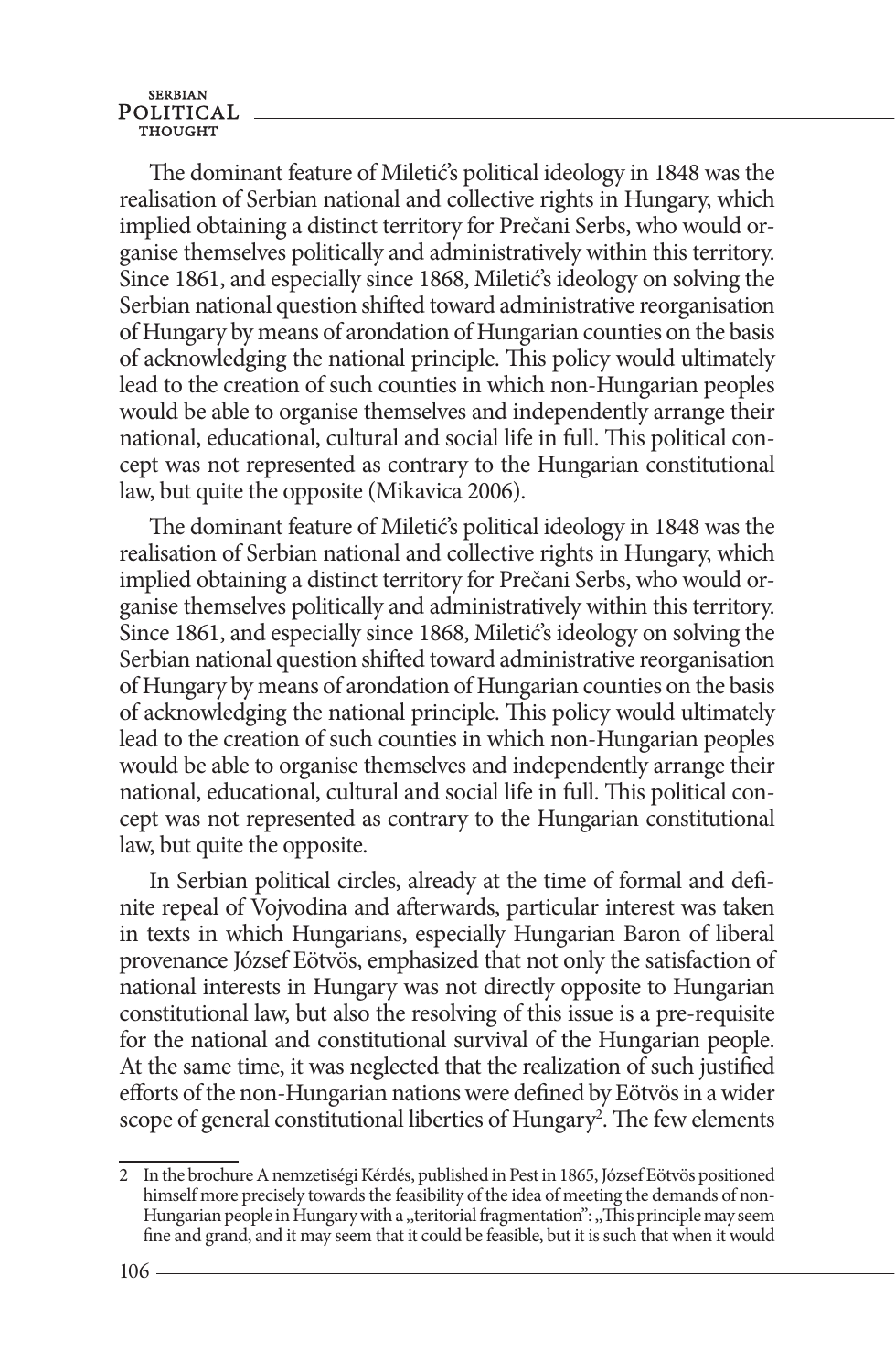The dominant feature of Miletić's political ideology in 1848 was the realisation of Serbian national and collective rights in Hungary, which implied obtaining a distinct territory for Prečani Serbs, who would organise themselves politically and administratively within this territory. Since 1861, and especially since 1868, Miletić's ideology on solving the Serbian national question shifted toward administrative reorganisation of Hungary by means of arondation of Hungarian counties on the basis of acknowledging the national principle. This policy would ultimately lead to the creation of such counties in which non-Hungarian peoples would be able to organise themselves and independently arrange their national, educational, cultural and social life in full. This political concept was not represented as contrary to the Hungarian constitutional law, but quite the opposite (Mikavica 2006).

The dominant feature of Miletić's political ideology in 1848 was the realisation of Serbian national and collective rights in Hungary, which implied obtaining a distinct territory for Prečani Serbs, who would organise themselves politically and administratively within this territory. Since 1861, and especially since 1868, Miletić's ideology on solving the Serbian national question shifted toward administrative reorganisation of Hungary by means of arondation of Hungarian counties on the basis of acknowledging the national principle. This policy would ultimately lead to the creation of such counties in which non-Hungarian peoples would be able to organise themselves and independently arrange their national, educational, cultural and social life in full. This political concept was not represented as contrary to the Hungarian constitutional law, but quite the opposite.

In Serbian political circles, already at the time of formal and definite repeal of Vojvodina and afterwards, particular interest was taken in texts in which Hungarians, especially Hungarian Baron of liberal provenance József Eötvös, emphasized that not only the satisfaction of national interests in Hungary was not directly opposite to Hungarian constitutional law, but also the resolving of this issue is a pre-requisite for the national and constitutional survival of the Hungarian people. At the same time, it was neglected that the realization of such justified efforts of the non-Hungarian nations were defined by Eötvös in a wider scope of general constitutional liberties of Hungary[2]. The few elements

2 In the brochure A nemzetiségi Kérdés, published in Pest in 1865, József Eötvös positioned himself more precisely towards the feasibility of the idea of meeting the demands of non-Hungarian people in Hungary with a „teritorial fragmentation": „This principle may seem fine and grand, and it may seem that it could be feasible, but it is such that when it would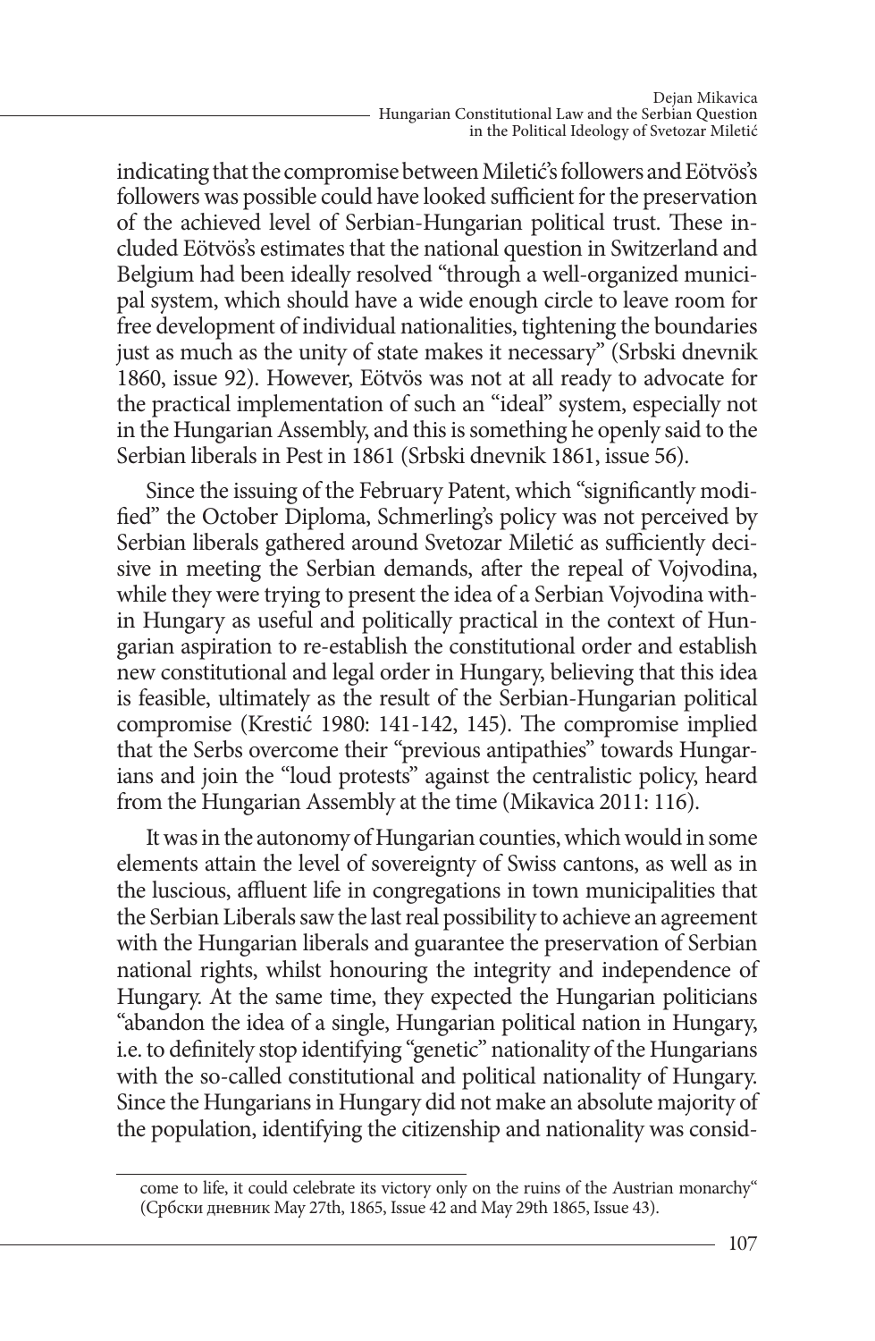indicating that the compromise between Miletić's followers and Eötvös's followers was possible could have looked sufficient for the preservation of the achieved level of Serbian-Hungarian political trust. These included Eötvös's estimates that the national question in Switzerland and Belgium had been ideally resolved "through a well-organized municipal system, which should have a wide enough circle to leave room for free development of individual nationalities, tightening the boundaries just as much as the unity of state makes it necessary" (Srbski dnevnik 1860, issue 92). However, Eötvös was not at all ready to advocate for the practical implementation of such an "ideal" system, especially not in the Hungarian Assembly, and this is something he openly said to the Serbian liberals in Pest in 1861 (Srbski dnevnik 1861, issue 56).

Since the issuing of the February Patent, which "significantly modified" the October Diploma, Schmerling's policy was not perceived by Serbian liberals gathered around Svetozar Miletić as sufficiently decisive in meeting the Serbian demands, after the repeal of Vojvodina, while they were trying to present the idea of a Serbian Vojvodina within Hungary as useful and politically practical in the context of Hungarian aspiration to re-establish the constitutional order and establish new constitutional and legal order in Hungary, believing that this idea is feasible, ultimately as the result of the Serbian-Hungarian political compromise (Krestić 1980: 141-142, 145). The compromise implied that the Serbs overcome their "previous antipathies" towards Hungarians and join the "loud protests" against the centralistic policy, heard from the Hungarian Assembly at the time (Mikavica 2011: 116).

It was in the autonomy of Hungarian counties, which would in some elements attain the level of sovereignty of Swiss cantons, as well as in the luscious, affluent life in congregations in town municipalities that the Serbian Liberals saw the last real possibility to achieve an agreement with the Hungarian liberals and guarantee the preservation of Serbian national rights, whilst honouring the integrity and independence of Hungary. At the same time, they expected the Hungarian politicians "abandon the idea of a single, Hungarian political nation in Hungary, i.e. to definitely stop identifying "genetic" nationality of the Hungarians with the so-called constitutional and political nationality of Hungary. Since the Hungarians in Hungary did not make an absolute majority of the population, identifying the citizenship and nationality was consid-

come to life, it could celebrate its victory only on the ruins of the Austrian monarchy" (Србски дневник May 27th, 1865, Issue 42 and May 29th 1865, Issue 43).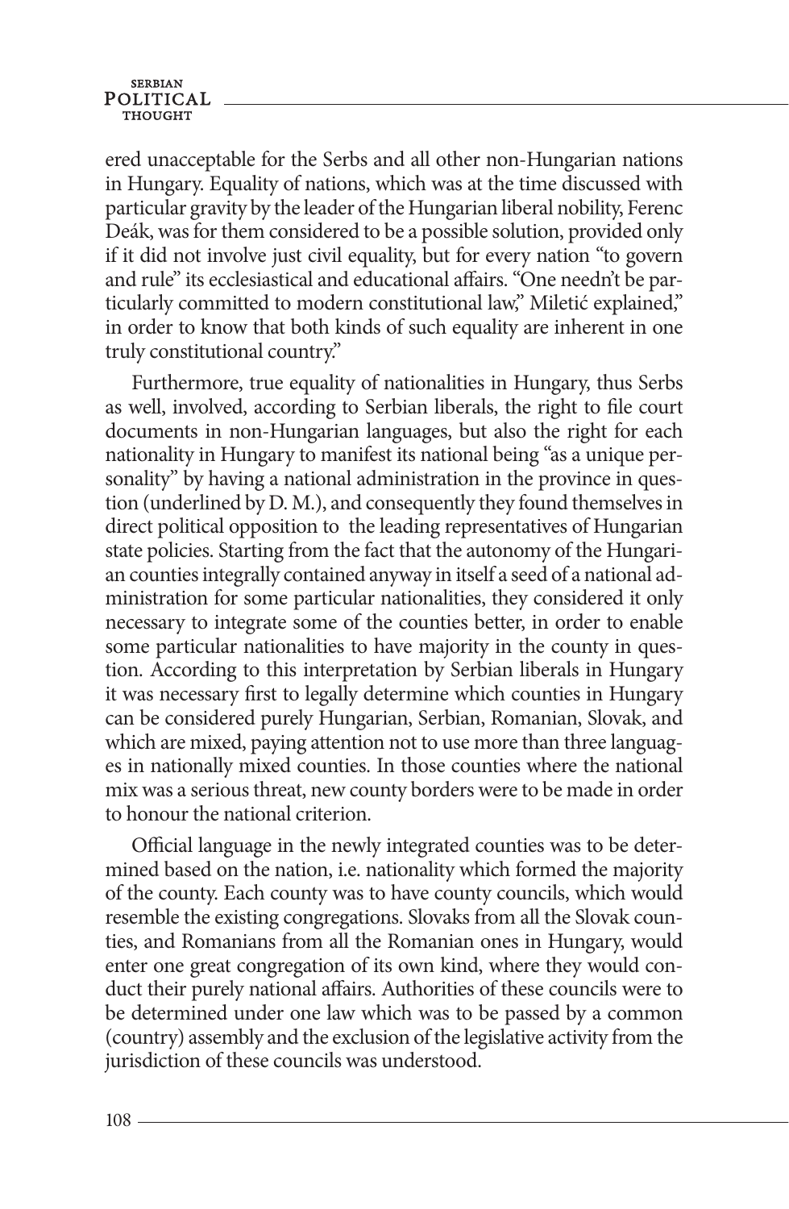ered unacceptable for the Serbs and all other non-Hungarian nations in Hungary. Equality of nations, which was at the time discussed with particular gravity by the leader of the Hungarian liberal nobility, Ferenc Deák, was for them considered to be a possible solution, provided only if it did not involve just civil equality, but for every nation "to govern and rule" its ecclesiastical and educational affairs. "One needn't be particularly committed to modern constitutional law," Miletić explained," in order to know that both kinds of such equality are inherent in one truly constitutional country."

Furthermore, true equality of nationalities in Hungary, thus Serbs as well, involved, according to Serbian liberals, the right to file court documents in non-Hungarian languages, but also the right for each nationality in Hungary to manifest its national being "as a unique personality" by having a national administration in the province in question (underlined by D. M.), and consequently they found themselves in direct political opposition to the leading representatives of Hungarian state policies. Starting from the fact that the autonomy of the Hungarian counties integrally contained anyway in itself a seed of a national administration for some particular nationalities, they considered it only necessary to integrate some of the counties better, in order to enable some particular nationalities to have majority in the county in question. According to this interpretation by Serbian liberals in Hungary it was necessary first to legally determine which counties in Hungary can be considered purely Hungarian, Serbian, Romanian, Slovak, and which are mixed, paying attention not to use more than three languages in nationally mixed counties. In those counties where the national mix was a serious threat, new county borders were to be made in order to honour the national criterion.

Official language in the newly integrated counties was to be determined based on the nation, i.e. nationality which formed the majority of the county. Each county was to have county councils, which would resemble the existing congregations. Slovaks from all the Slovak counties, and Romanians from all the Romanian ones in Hungary, would enter one great congregation of its own kind, where they would conduct their purely national affairs. Authorities of these councils were to be determined under one law which was to be passed by a common (country) assembly and the exclusion of the legislative activity from the jurisdiction of these councils was understood.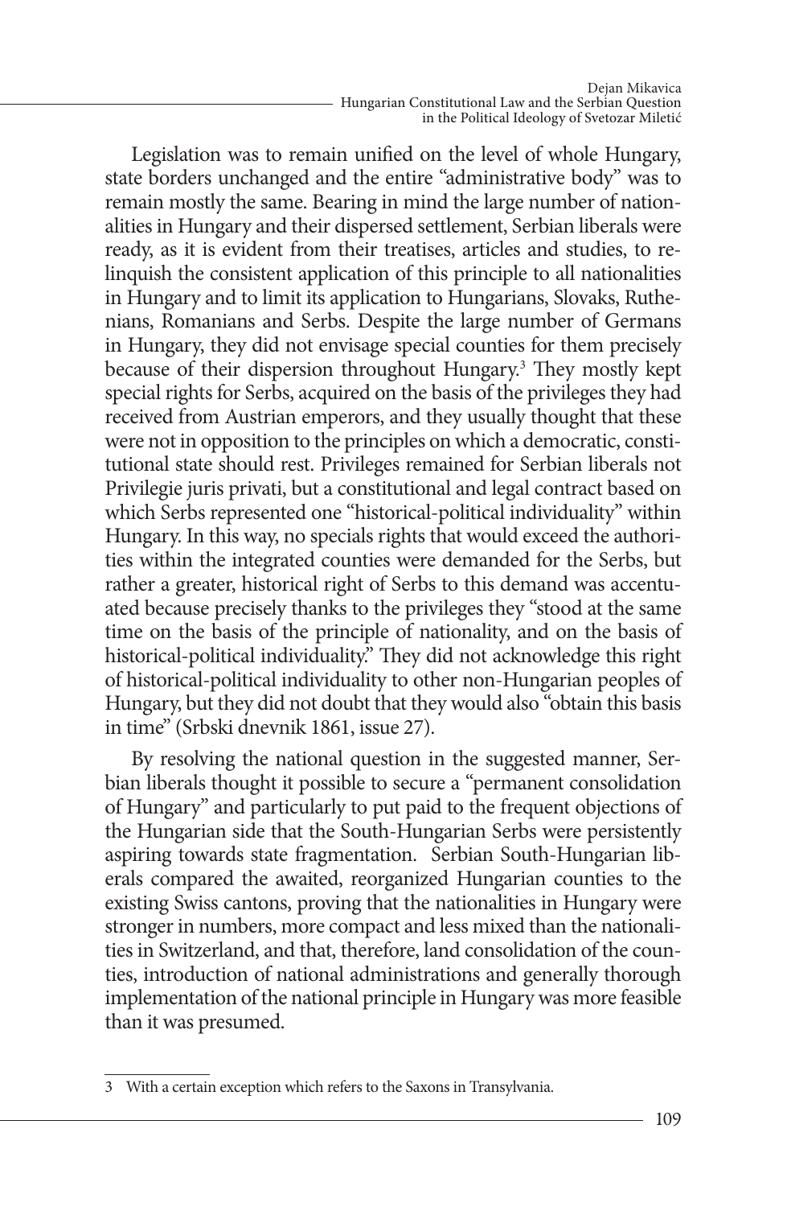Legislation was to remain unified on the level of whole Hungary, state borders unchanged and the entire "administrative body" was to remain mostly the same. Bearing in mind the large number of nationalities in Hungary and their dispersed settlement, Serbian liberals were ready, as it is evident from their treatises, articles and studies, to relinquish the consistent application of this principle to all nationalities in Hungary and to limit its application to Hungarians, Slovaks, Ruthenians, Romanians and Serbs. Despite the large number of Germans in Hungary, they did not envisage special counties for them precisely because of their dispersion throughout Hungary.[3] They mostly kept special rights for Serbs, acquired on the basis of the privileges they had received from Austrian emperors, and they usually thought that these were not in opposition to the principles on which a democratic, constitutional state should rest. Privileges remained for Serbian liberals not Privilegie juris privati, but a constitutional and legal contract based on which Serbs represented one "historical-political individuality" within Hungary. In this way, no specials rights that would exceed the authorities within the integrated counties were demanded for the Serbs, but rather a greater, historical right of Serbs to this demand was accentuated because precisely thanks to the privileges they "stood at the same time on the basis of the principle of nationality, and on the basis of historical-political individuality." They did not acknowledge this right of historical-political individuality to other non-Hungarian peoples of Hungary, but they did not doubt that they would also "obtain this basis in time" (Srbski dnevnik 1861, issue 27).

By resolving the national question in the suggested manner, Serbian liberals thought it possible to secure a "permanent consolidation of Hungary" and particularly to put paid to the frequent objections of the Hungarian side that the South-Hungarian Serbs were persistently aspiring towards state fragmentation. Serbian South-Hungarian liberals compared the awaited, reorganized Hungarian counties to the existing Swiss cantons, proving that the nationalities in Hungary were stronger in numbers, more compact and less mixed than the nationalities in Switzerland, and that, therefore, land consolidation of the counties, introduction of national administrations and generally thorough implementation of the national principle in Hungary was more feasible than it was presumed.

---

3 With a certain exception which refers to the Saxons in Transylvania.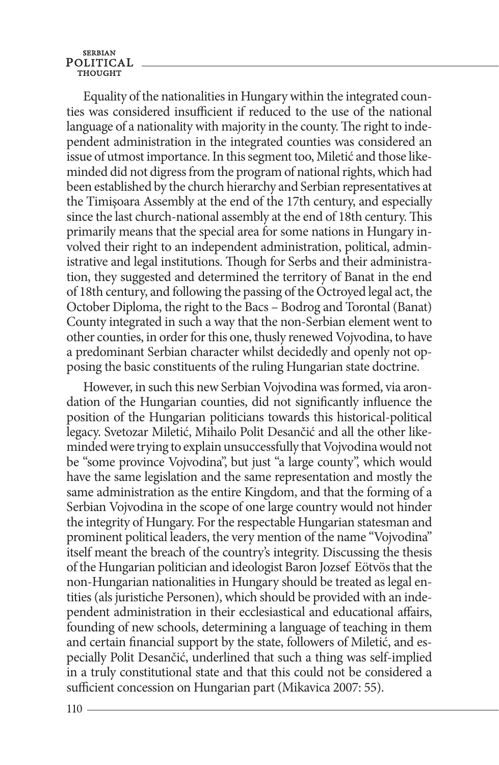Equality of the nationalities in Hungary within the integrated counties was considered insufficient if reduced to the use of the national language of a nationality with majority in the county. The right to independent administration in the integrated counties was considered an issue of utmost importance. In this segment too, Miletić and those likeminded did not digress from the program of national rights, which had been established by the church hierarchy and Serbian representatives at the Timişoara Assembly at the end of the 17th century, and especially since the last church-national assembly at the end of 18th century. This primarily means that the special area for some nations in Hungary involved their right to an independent administration, political, administrative and legal institutions. Though for Serbs and their administration, they suggested and determined the territory of Banat in the end of 18th century, and following the passing of the Octroyed legal act, the October Diploma, the right to the Bacs – Bodrog and Torontal (Banat) County integrated in such a way that the non-Serbian element went to other counties, in order for this one, thusly renewed Vojvodina, to have a predominant Serbian character whilst decidedly and openly not opposing the basic constituents of the ruling Hungarian state doctrine.

However, in such this new Serbian Vojvodina was formed, via arondation of the Hungarian counties, did not significantly influence the position of the Hungarian politicians towards this historical-political legacy. Svetozar Miletić, Mihailo Polit Desančić and all the other likeminded were trying to explain unsuccessfully that Vojvodina would not be "some province Vojvodina", but just "a large county", which would have the same legislation and the same representation and mostly the same administration as the entire Kingdom, and that the forming of a Serbian Vojvodina in the scope of one large country would not hinder the integrity of Hungary. For the respectable Hungarian statesman and prominent political leaders, the very mention of the name "Vojvodina" itself meant the breach of the country's integrity. Discussing the thesis of the Hungarian politician and ideologist Baron Jozsef Eötvös that the non-Hungarian nationalities in Hungary should be treated as legal entities (als juristiche Personen), which should be provided with an independent administration in their ecclesiastical and educational affairs, founding of new schools, determining a language of teaching in them and certain financial support by the state, followers of Miletić, and especially Polit Desančić, underlined that such a thing was self-implied in a truly constitutional state and that this could not be considered a sufficient concession on Hungarian part (Mikavica 2007: 55).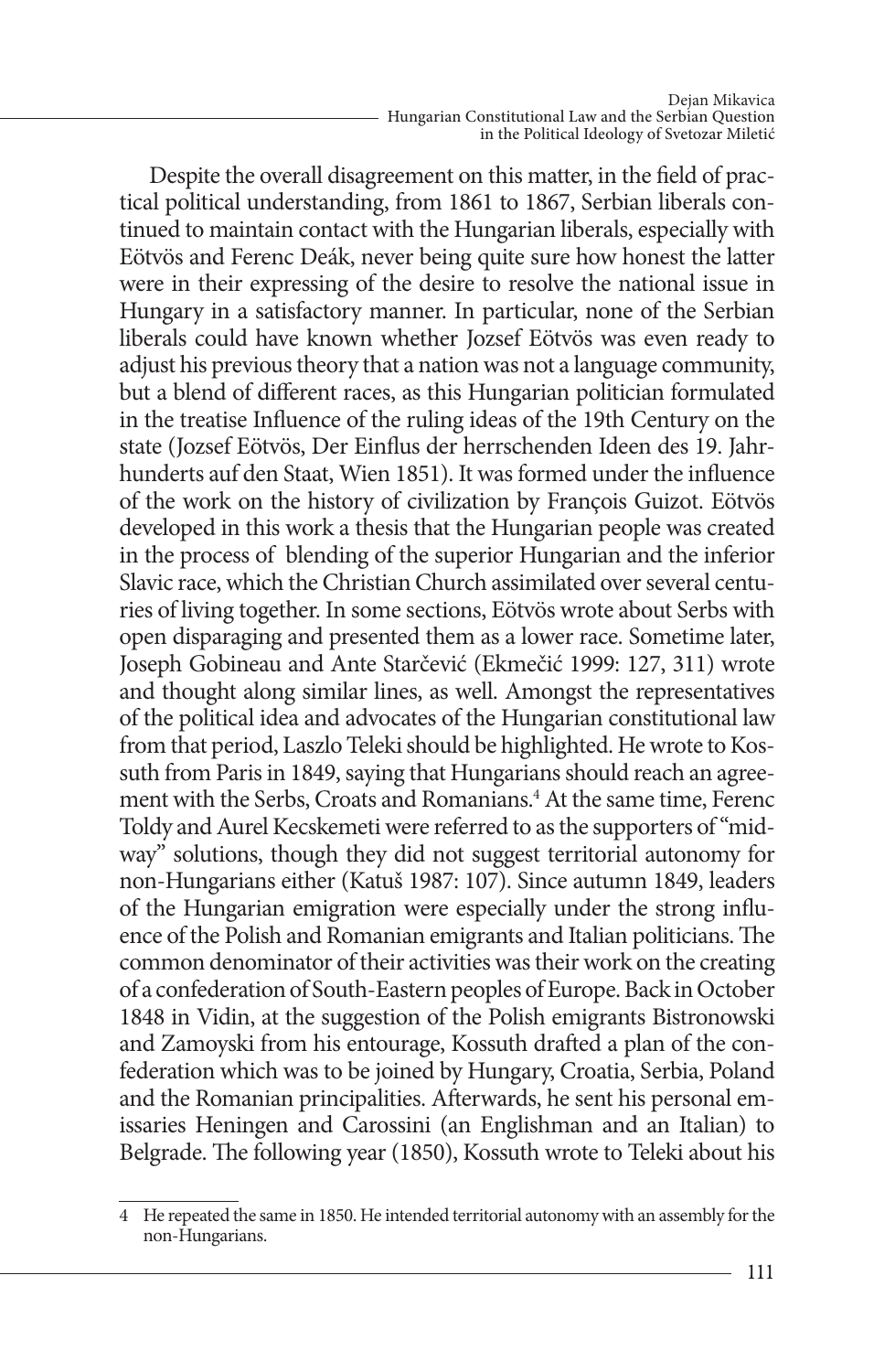Despite the overall disagreement on this matter, in the field of practical political understanding, from 1861 to 1867, Serbian liberals continued to maintain contact with the Hungarian liberals, especially with Eötvös and Ferenc Deák, never being quite sure how honest the latter were in their expressing of the desire to resolve the national issue in Hungary in a satisfactory manner. In particular, none of the Serbian liberals could have known whether Jozsef Eötvös was even ready to adjust his previous theory that a nation was not a language community, but a blend of different races, as this Hungarian politician formulated in the treatise Influence of the ruling ideas of the 19th Century on the state (Jozsef Eötvös, Der Einflus der herrschenden Ideen des 19. Jahrhunderts auf den Staat, Wien 1851). It was formed under the influence of the work on the history of civilization by François Guizot. Eötvös developed in this work a thesis that the Hungarian people was created in the process of blending of the superior Hungarian and the inferior Slavic race, which the Christian Church assimilated over several centuries of living together. In some sections, Eötvös wrote about Serbs with open disparaging and presented them as a lower race. Sometime later, Joseph Gobineau and Ante Starčević (Ekmečić 1999: 127, 311) wrote and thought along similar lines, as well. Amongst the representatives of the political idea and advocates of the Hungarian constitutional law from that period, Laszlo Teleki should be highlighted. He wrote to Kossuth from Paris in 1849, saying that Hungarians should reach an agreement with the Serbs, Croats and Romanians.[4] At the same time, Ferenc Toldy and Aurel Kecskemeti were referred to as the supporters of "midway" solutions, though they did not suggest territorial autonomy for non-Hungarians either (Katuš 1987: 107). Since autumn 1849, leaders of the Hungarian emigration were especially under the strong influence of the Polish and Romanian emigrants and Italian politicians. The common denominator of their activities was their work on the creating of a confederation of South-Eastern peoples of Europe. Back in October 1848 in Vidin, at the suggestion of the Polish emigrants Bistronowski and Zamoyski from his entourage, Kossuth drafted a plan of the confederation which was to be joined by Hungary, Croatia, Serbia, Poland and the Romanian principalities. Afterwards, he sent his personal emissaries Heningen and Carossini (an Englishman and an Italian) to Belgrade. The following year (1850), Kossuth wrote to Teleki about his

4 He repeated the same in 1850. He intended territorial autonomy with an assembly for the non-Hungarians.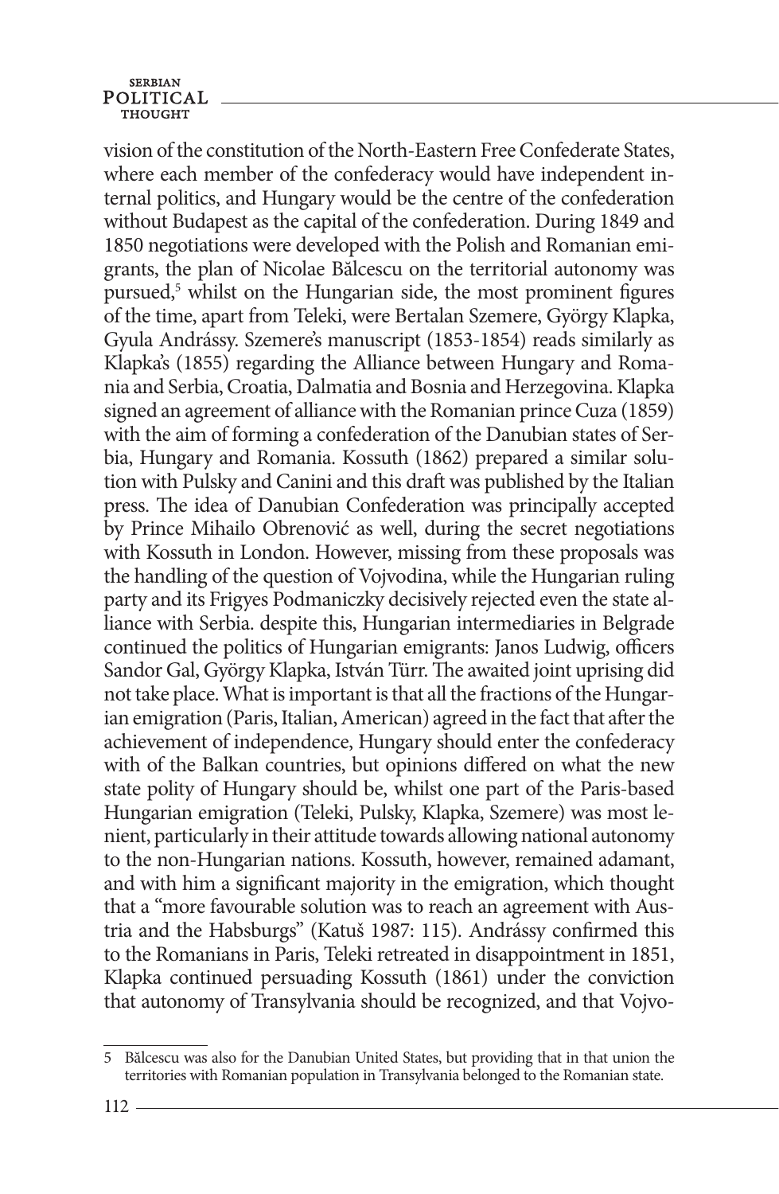vision of the constitution of the North-Eastern Free Confederate States, where each member of the confederacy would have independent internal politics, and Hungary would be the centre of the confederation without Budapest as the capital of the confederation. During 1849 and 1850 negotiations were developed with the Polish and Romanian emigrants, the plan of Nicolae Bălcescu on the territorial autonomy was pursued,[5] whilst on the Hungarian side, the most prominent figures of the time, apart from Teleki, were Bertalan Szemere, György Klapka, Gyula Andrássy. Szemere's manuscript (1853-1854) reads similarly as Klapka's (1855) regarding the Alliance between Hungary and Romania and Serbia, Croatia, Dalmatia and Bosnia and Herzegovina. Klapka signed an agreement of alliance with the Romanian prince Cuza (1859) with the aim of forming a confederation of the Danubian states of Serbia, Hungary and Romania. Kossuth (1862) prepared a similar solution with Pulsky and Canini and this draft was published by the Italian press. The idea of Danubian Confederation was principally accepted by Prince Mihailo Obrenović as well, during the secret negotiations with Kossuth in London. However, missing from these proposals was the handling of the question of Vojvodina, while the Hungarian ruling party and its Frigyes Podmaniczky decisively rejected even the state alliance with Serbia. despite this, Hungarian intermediaries in Belgrade continued the politics of Hungarian emigrants: Janos Ludwig, officers Sandor Gal, György Klapka, István Türr. The awaited joint uprising did not take place. What is important is that all the fractions of the Hungarian emigration (Paris, Italian, American) agreed in the fact that after the achievement of independence, Hungary should enter the confederacy with of the Balkan countries, but opinions differed on what the new state polity of Hungary should be, whilst one part of the Paris-based Hungarian emigration (Teleki, Pulsky, Klapka, Szemere) was most lenient, particularly in their attitude towards allowing national autonomy to the non-Hungarian nations. Kossuth, however, remained adamant, and with him a significant majority in the emigration, which thought that a "more favourable solution was to reach an agreement with Austria and the Habsburgs" (Katuš 1987: 115). Andrássy confirmed this to the Romanians in Paris, Teleki retreated in disappointment in 1851, Klapka continued persuading Kossuth (1861) under the conviction that autonomy of Transylvania should be recognized, and that Vojvo-

---

5 Bălcescu was also for the Danubian United States, but providing that in that union the territories with Romanian population in Transylvania belonged to the Romanian state.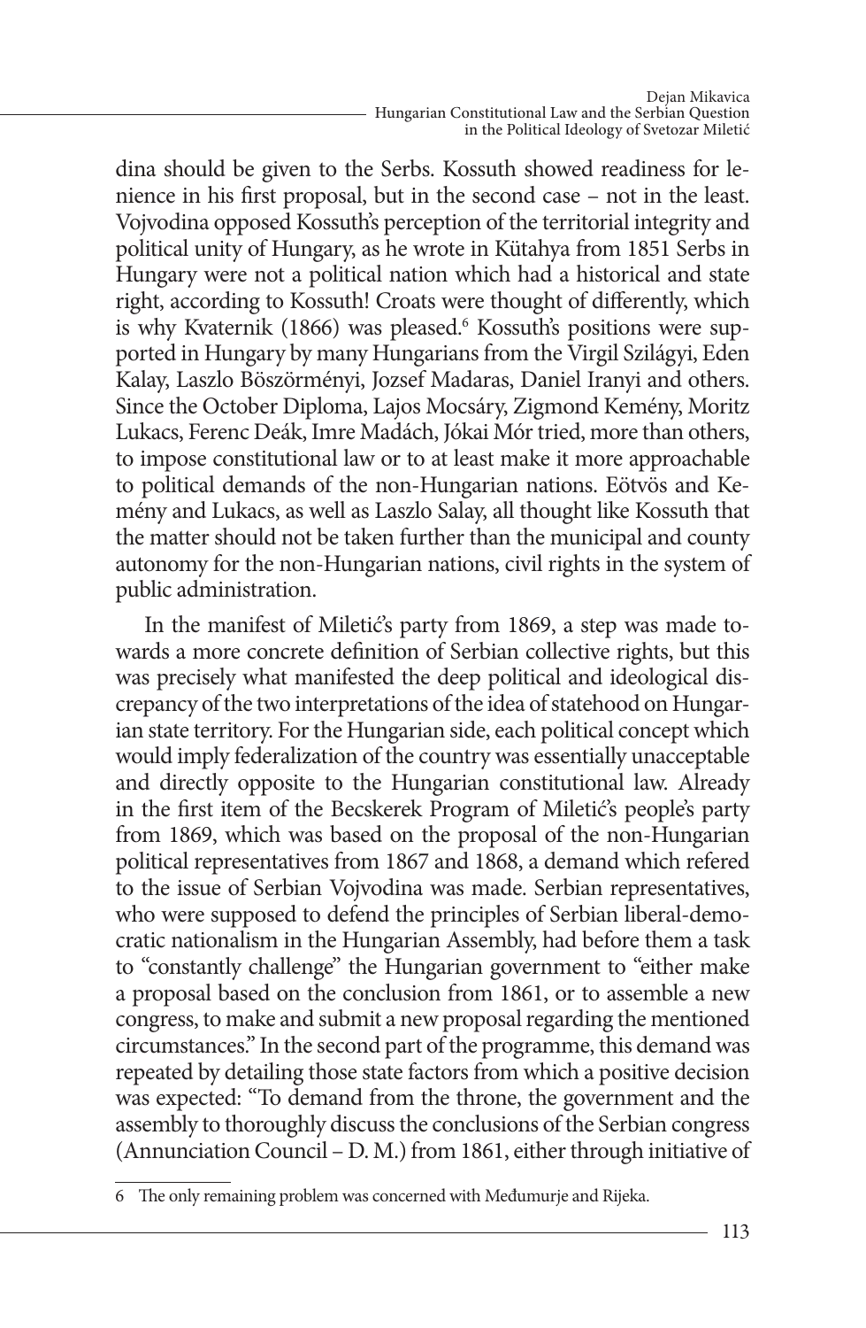dina should be given to the Serbs. Kossuth showed readiness for lenience in his first proposal, but in the second case – not in the least. Vojvodina opposed Kossuth's perception of the territorial integrity and political unity of Hungary, as he wrote in Kütahya from 1851 Serbs in Hungary were not a political nation which had a historical and state right, according to Kossuth! Croats were thought of differently, which is why Kvaternik (1866) was pleased.[6] Kossuth's positions were supported in Hungary by many Hungarians from the Virgil Szilágyi, Eden Kalay, Laszlo Böszörményi, Jozsef Madaras, Daniel Iranyi and others. Since the October Diploma, Lajos Mocsáry, Zigmond Kemény, Moritz Lukacs, Ferenc Deák, Imre Madách, Jókai Mór tried, more than others, to impose constitutional law or to at least make it more approachable to political demands of the non-Hungarian nations. Eötvös and Kemény and Lukacs, as well as Laszlo Salay, all thought like Kossuth that the matter should not be taken further than the municipal and county autonomy for the non-Hungarian nations, civil rights in the system of public administration.

In the manifest of Miletić's party from 1869, a step was made towards a more concrete definition of Serbian collective rights, but this was precisely what manifested the deep political and ideological discrepancy of the two interpretations of the idea of statehood on Hungarian state territory. For the Hungarian side, each political concept which would imply federalization of the country was essentially unacceptable and directly opposite to the Hungarian constitutional law. Already in the first item of the Becskerek Program of Miletić's people's party from 1869, which was based on the proposal of the non-Hungarian political representatives from 1867 and 1868, a demand which refered to the issue of Serbian Vojvodina was made. Serbian representatives, who were supposed to defend the principles of Serbian liberal-democratic nationalism in the Hungarian Assembly, had before them a task to "constantly challenge" the Hungarian government to "either make a proposal based on the conclusion from 1861, or to assemble a new congress, to make and submit a new proposal regarding the mentioned circumstances." In the second part of the programme, this demand was repeated by detailing those state factors from which a positive decision was expected: "To demand from the throne, the government and the assembly to thoroughly discuss the conclusions of the Serbian congress (Annunciation Council – D. M.) from 1861, either through initiative of

---

6 The only remaining problem was concerned with Međumurje and Rijeka.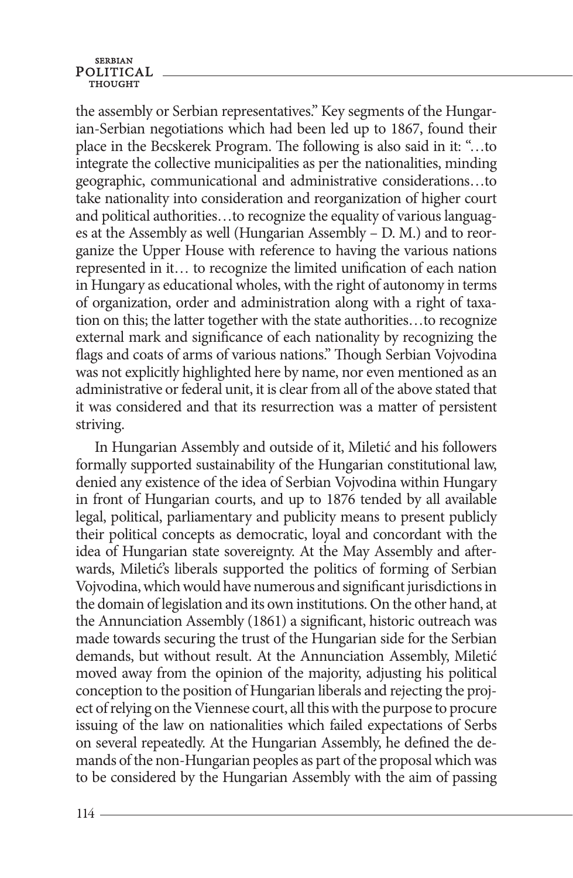the assembly or Serbian representatives." Key segments of the Hungarian-Serbian negotiations which had been led up to 1867, found their place in the Becskerek Program. The following is also said in it: "…to integrate the collective municipalities as per the nationalities, minding geographic, communicational and administrative considerations…to take nationality into consideration and reorganization of higher court and political authorities…to recognize the equality of various languages at the Assembly as well (Hungarian Assembly – D. M.) and to reorganize the Upper House with reference to having the various nations represented in it… to recognize the limited unification of each nation in Hungary as educational wholes, with the right of autonomy in terms of organization, order and administration along with a right of taxation on this; the latter together with the state authorities…to recognize external mark and significance of each nationality by recognizing the flags and coats of arms of various nations." Though Serbian Vojvodina was not explicitly highlighted here by name, nor even mentioned as an administrative or federal unit, it is clear from all of the above stated that it was considered and that its resurrection was a matter of persistent striving.

In Hungarian Assembly and outside of it, Miletić and his followers formally supported sustainability of the Hungarian constitutional law, denied any existence of the idea of Serbian Vojvodina within Hungary in front of Hungarian courts, and up to 1876 tended by all available legal, political, parliamentary and publicity means to present publicly their political concepts as democratic, loyal and concordant with the idea of Hungarian state sovereignty. At the May Assembly and afterwards, Miletić's liberals supported the politics of forming of Serbian Vojvodina, which would have numerous and significant jurisdictions in the domain of legislation and its own institutions. On the other hand, at the Annunciation Assembly (1861) a significant, historic outreach was made towards securing the trust of the Hungarian side for the Serbian demands, but without result. At the Annunciation Assembly, Miletić moved away from the opinion of the majority, adjusting his political conception to the position of Hungarian liberals and rejecting the project of relying on the Viennese court, all this with the purpose to procure issuing of the law on nationalities which failed expectations of Serbs on several repeatedly. At the Hungarian Assembly, he defined the demands of the non-Hungarian peoples as part of the proposal which was to be considered by the Hungarian Assembly with the aim of passing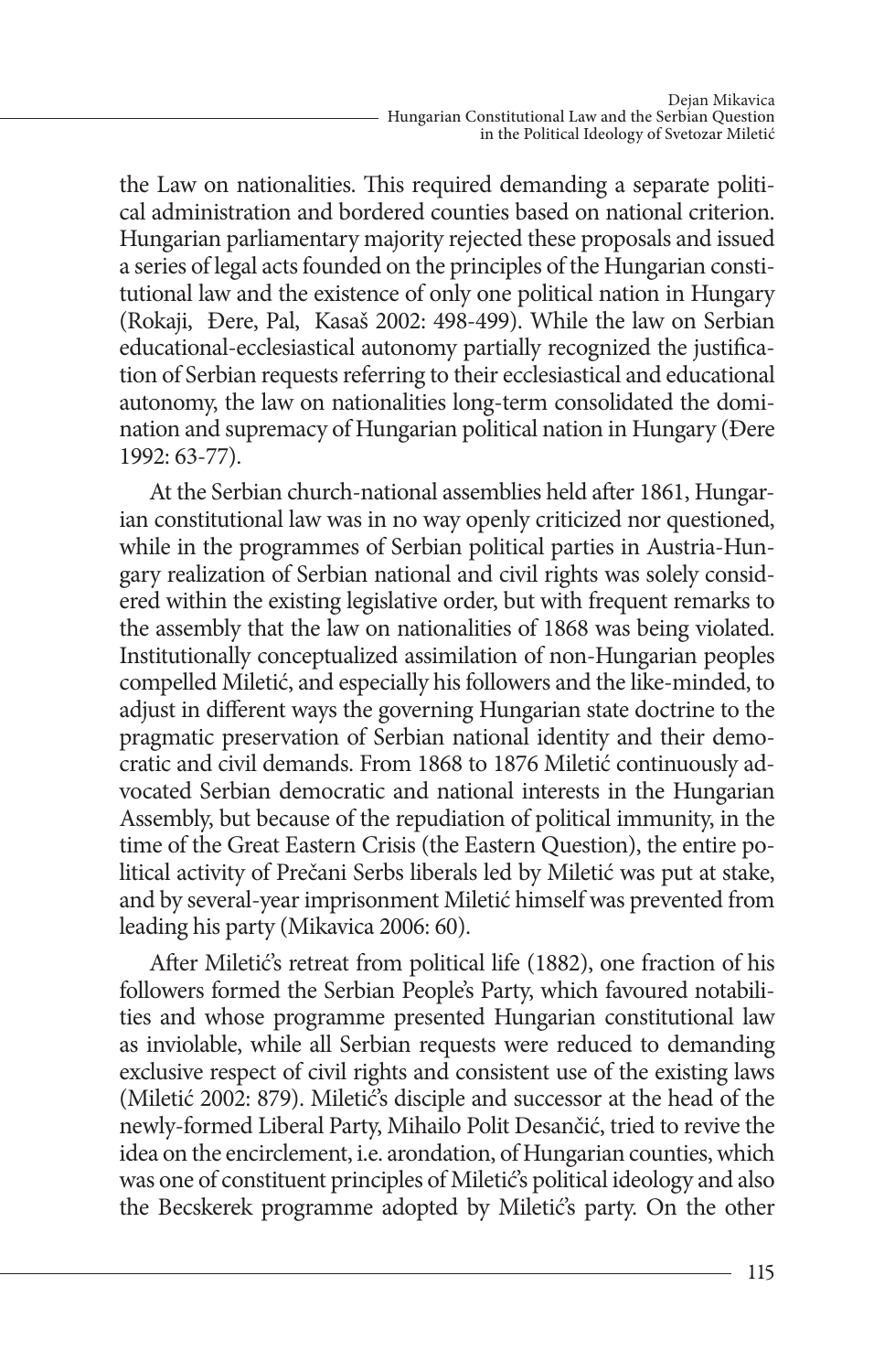the Law on nationalities. This required demanding a separate political administration and bordered counties based on national criterion. Hungarian parliamentary majority rejected these proposals and issued a series of legal acts founded on the principles of the Hungarian constitutional law and the existence of only one political nation in Hungary (Rokaji, Đere, Pal, Kasaš 2002: 498-499). While the law on Serbian educational-ecclesiastical autonomy partially recognized the justification of Serbian requests referring to their ecclesiastical and educational autonomy, the law on nationalities long-term consolidated the domination and supremacy of Hungarian political nation in Hungary (Đere 1992: 63-77).

At the Serbian church-national assemblies held after 1861, Hungarian constitutional law was in no way openly criticized nor questioned, while in the programmes of Serbian political parties in Austria-Hungary realization of Serbian national and civil rights was solely considered within the existing legislative order, but with frequent remarks to the assembly that the law on nationalities of 1868 was being violated. Institutionally conceptualized assimilation of non-Hungarian peoples compelled Miletić, and especially his followers and the like-minded, to adjust in different ways the governing Hungarian state doctrine to the pragmatic preservation of Serbian national identity and their democratic and civil demands. From 1868 to 1876 Miletić continuously advocated Serbian democratic and national interests in the Hungarian Assembly, but because of the repudiation of political immunity, in the time of the Great Eastern Crisis (the Eastern Question), the entire political activity of Prečani Serbs liberals led by Miletić was put at stake, and by several-year imprisonment Miletić himself was prevented from leading his party (Mikavica 2006: 60).

After Miletić's retreat from political life (1882), one fraction of his followers formed the Serbian People's Party, which favoured notabilities and whose programme presented Hungarian constitutional law as inviolable, while all Serbian requests were reduced to demanding exclusive respect of civil rights and consistent use of the existing laws (Miletić 2002: 879). Miletić's disciple and successor at the head of the newly-formed Liberal Party, Mihailo Polit Desančić, tried to revive the idea on the encirclement, i.e. arondation, of Hungarian counties, which was one of constituent principles of Miletić's political ideology and also the Becskerek programme adopted by Miletić's party. On the other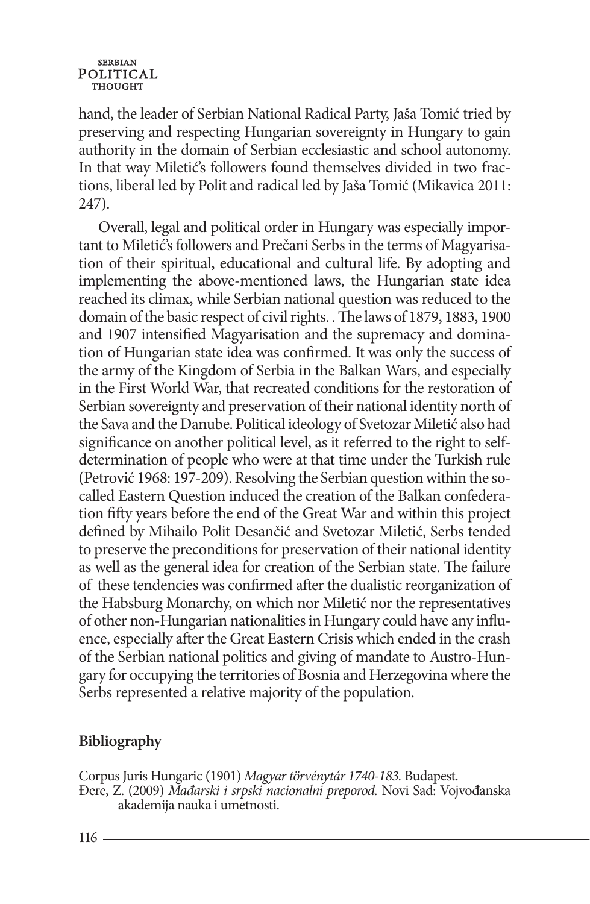hand, the leader of Serbian National Radical Party, Jaša Tomić tried by preserving and respecting Hungarian sovereignty in Hungary to gain authority in the domain of Serbian ecclesiastic and school autonomy. In that way Miletić's followers found themselves divided in two fractions, liberal led by Polit and radical led by Jaša Tomić (Mikavica 2011: 247).

Overall, legal and political order in Hungary was especially important to Miletić's followers and Prečani Serbs in the terms of Magyarisation of their spiritual, educational and cultural life. By adopting and implementing the above-mentioned laws, the Hungarian state idea reached its climax, while Serbian national question was reduced to the domain of the basic respect of civil rights. . The laws of 1879, 1883, 1900 and 1907 intensified Magyarisation and the supremacy and domination of Hungarian state idea was confirmed. It was only the success of the army of the Kingdom of Serbia in the Balkan Wars, and especially in the First World War, that recreated conditions for the restoration of Serbian sovereignty and preservation of their national identity north of the Sava and the Danube. Political ideology of Svetozar Miletić also had significance on another political level, as it referred to the right to self-determination of people who were at that time under the Turkish rule (Petrović 1968: 197-209). Resolving the Serbian question within the so-called Eastern Question induced the creation of the Balkan confederation fifty years before the end of the Great War and within this project defined by Mihailo Polit Desančić and Svetozar Miletić, Serbs tended to preserve the preconditions for preservation of their national identity as well as the general idea for creation of the Serbian state. The failure of these tendencies was confirmed after the dualistic reorganization of the Habsburg Monarchy, on which nor Miletić nor the representatives of other non-Hungarian nationalities in Hungary could have any influence, especially after the Great Eastern Crisis which ended in the crash of the Serbian national politics and giving of mandate to Austro-Hungary for occupying the territories of Bosnia and Herzegovina where the Serbs represented a relative majority of the population.

## Bibliography

Corpus Juris Hungaric (1901) *Magyar törvénytár 1740-183.* Budapest.

Đere, Z. (2009) *Mađarski i srpski nacionalni preporod.* Novi Sad: Vojvođanska akademija nauka i umetnosti.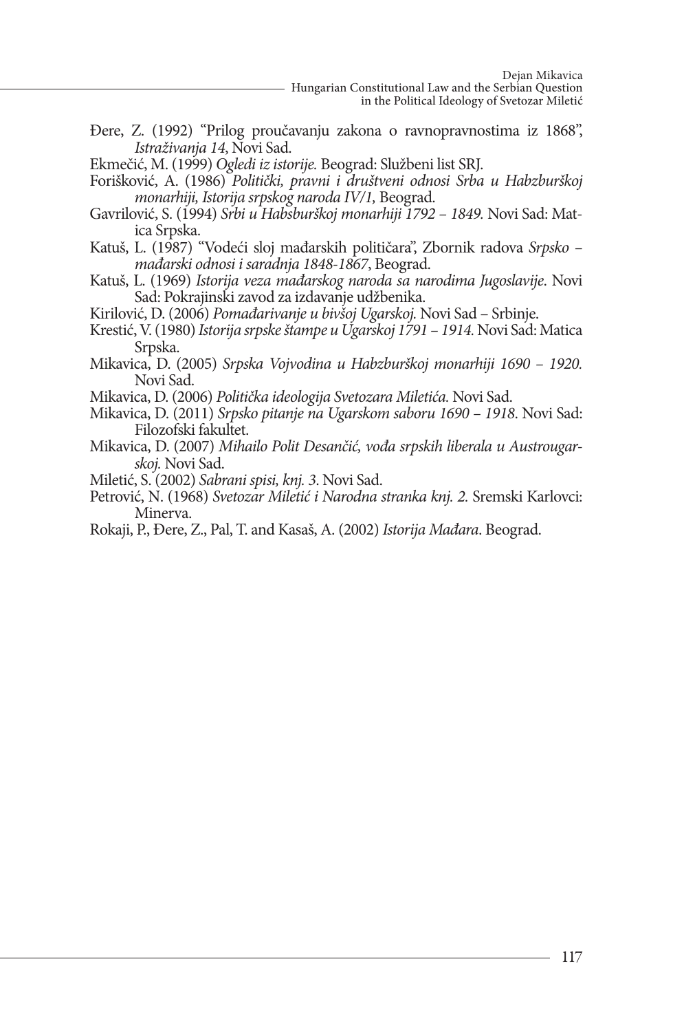Đere, Z. (1992) “Prilog proučavanju zakona o ravnopravnostima iz 1868”, *Istraživanja 14*, Novi Sad.

Ekmečić, M. (1999) *Ogledi iz istorije.* Beograd: Službeni list SRJ.

Forišković, A. (1986) *Politički, pravni i društveni odnosi Srba u Habzburškoj monarhiji, Istorija srpskog naroda IV/1,* Beograd.

Gavrilović, S. (1994) *Srbi u Habsburškoj monarhiji 1792 – 1849.* Novi Sad: Matica Srpska.

Katuš, L. (1987) “Vodeći sloj mađarskih političara”, Zbornik radova *Srpsko – mađarski odnosi i saradnja 1848-1867*, Beograd.

Katuš, L. (1969) *Istorija veza mađarskog naroda sa narodima Jugoslavije*. Novi Sad: Pokrajinski zavod za izdavanje udžbenika.

Kirilović, D. (2006) *Pomađarivanje u bivšoj Ugarskoj.* Novi Sad – Srbinje.

Krestić, V. (1980) *Istorija srpske štampe u Ugarskoj 1791 – 1914.* Novi Sad: Matica Srpska.

Mikavica, D. (2005) *Srpska Vojvodina u Habzburškoj monarhiji 1690 – 1920.* Novi Sad.

Mikavica, D. (2006) *Politička ideologija Svetozara Miletića.* Novi Sad.

Mikavica, D. (2011) *Srpsko pitanje na Ugarskom saboru 1690 – 1918*. Novi Sad: Filozofski fakultet.

Mikavica, D. (2007) *Mihailo Polit Desančić, vođa srpskih liberala u Austrougarskoj.* Novi Sad.

Miletić, S. (2002) *Sabrani spisi, knj. 3*. Novi Sad.

Petrović, N. (1968) *Svetozar Miletić i Narodna stranka knj. 2.* Sremski Karlovci: Minerva.

Rokaji, P., Đere, Z., Pal, T. and Kasaš, A. (2002) *Istorija Mađara*. Beograd.